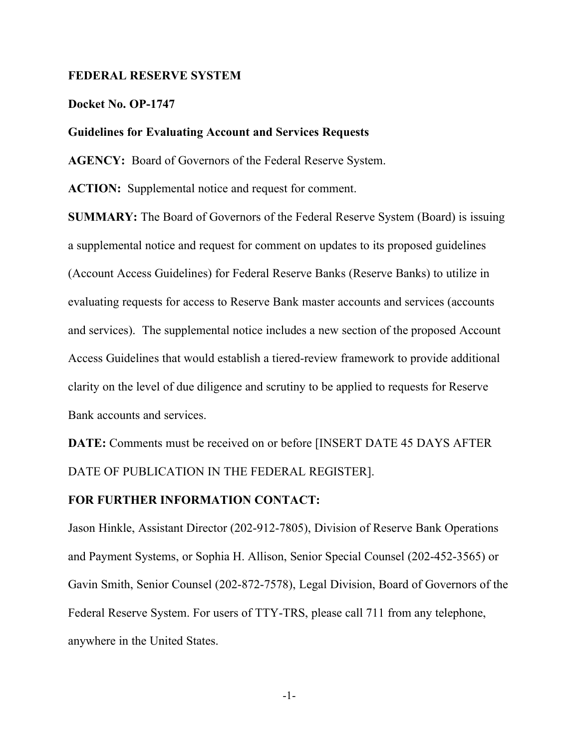**FEDERAL RESERVE SYSTEM**

**Docket No. OP-1747**

**Guidelines for Evaluating Account and Services Requests**

**AGENCY:** Board of Governors of the Federal Reserve System.

**ACTION:** Supplemental notice and request for comment.

**SUMMARY:** The Board of Governors of the Federal Reserve System (Board) is issuing a supplemental notice and request for comment on updates to its proposed guidelines (Account Access Guidelines) for Federal Reserve Banks (Reserve Banks) to utilize in evaluating requests for access to Reserve Bank master accounts and services (accounts and services). The supplemental notice includes a new section of the proposed Account Access Guidelines that would establish a tiered-review framework to provide additional clarity on the level of due diligence and scrutiny to be applied to requests for Reserve Bank accounts and services.

**DATE:** Comments must be received on or before [INSERT DATE 45 DAYS AFTER DATE OF PUBLICATION IN THE FEDERAL REGISTER].

**FOR FURTHER INFORMATION CONTACT:**

Jason Hinkle, Assistant Director (202-912-7805), Division of Reserve Bank Operations and Payment Systems, or Sophia H. Allison, Senior Special Counsel (202-452-3565) or Gavin Smith, Senior Counsel (202-872-7578), Legal Division, Board of Governors of the Federal Reserve System. For users of TTY-TRS, please call 711 from any telephone, anywhere in the United States.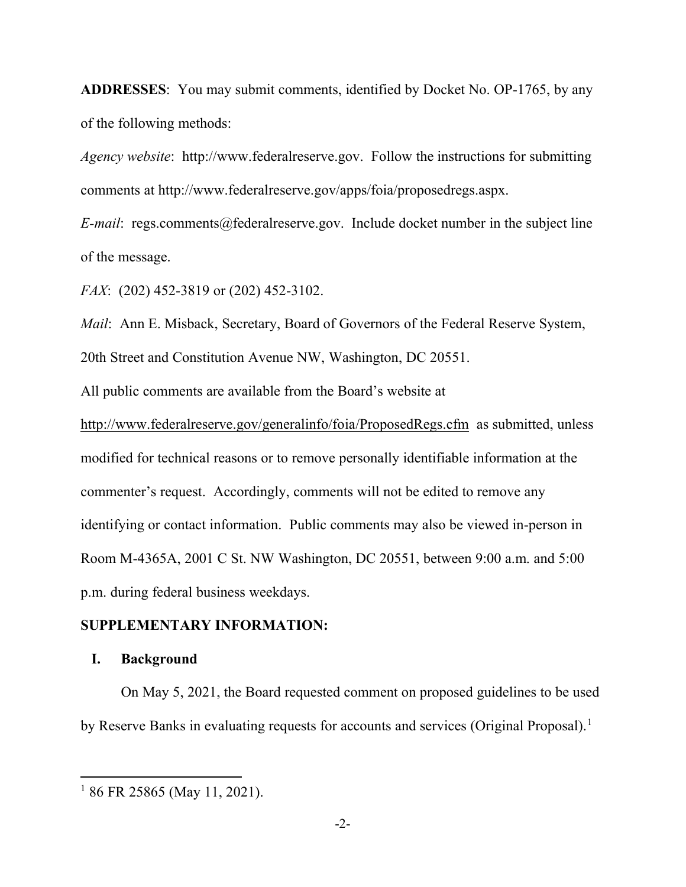**ADDRESSES**: You may submit comments, identified by Docket No. OP-1765, by any of the following methods:

*Agency website*: http://www.federalreserve.gov. Follow the instructions for submitting comments at http://www.federalreserve.gov/apps/foia/proposedregs.aspx.

*E-mail*: regs.comments@federalreserve.gov. Include docket number in the subject line of the message.

*FAX*: (202) 452-3819 or (202) 452-3102.

*Mail*: Ann E. Misback, Secretary, Board of Governors of the Federal Reserve System, 20th Street and Constitution Avenue NW, Washington, DC 20551.

All public comments are available from the Board's website at http://www.federalreserve.gov/generalinfo/foia/ProposedRegs.cfm as submitted, unless modified for technical reasons or to remove personally identifiable information at the commenter's request. Accordingly, comments will not be edited to remove any identifying or contact information. Public comments may also be viewed in-person in Room M-4365A, 2001 C St. NW Washington, DC 20551, between 9:00 a.m. and 5:00 p.m. during federal business weekdays.

**SUPPLEMENTARY INFORMATION:**

## I. Background

On May 5, 2021, the Board requested comment on proposed guidelines to be used by Reserve Banks in evaluating requests for accounts and services (Original Proposal).[1]

[1] 86 FR 25865 (May 11, 2021).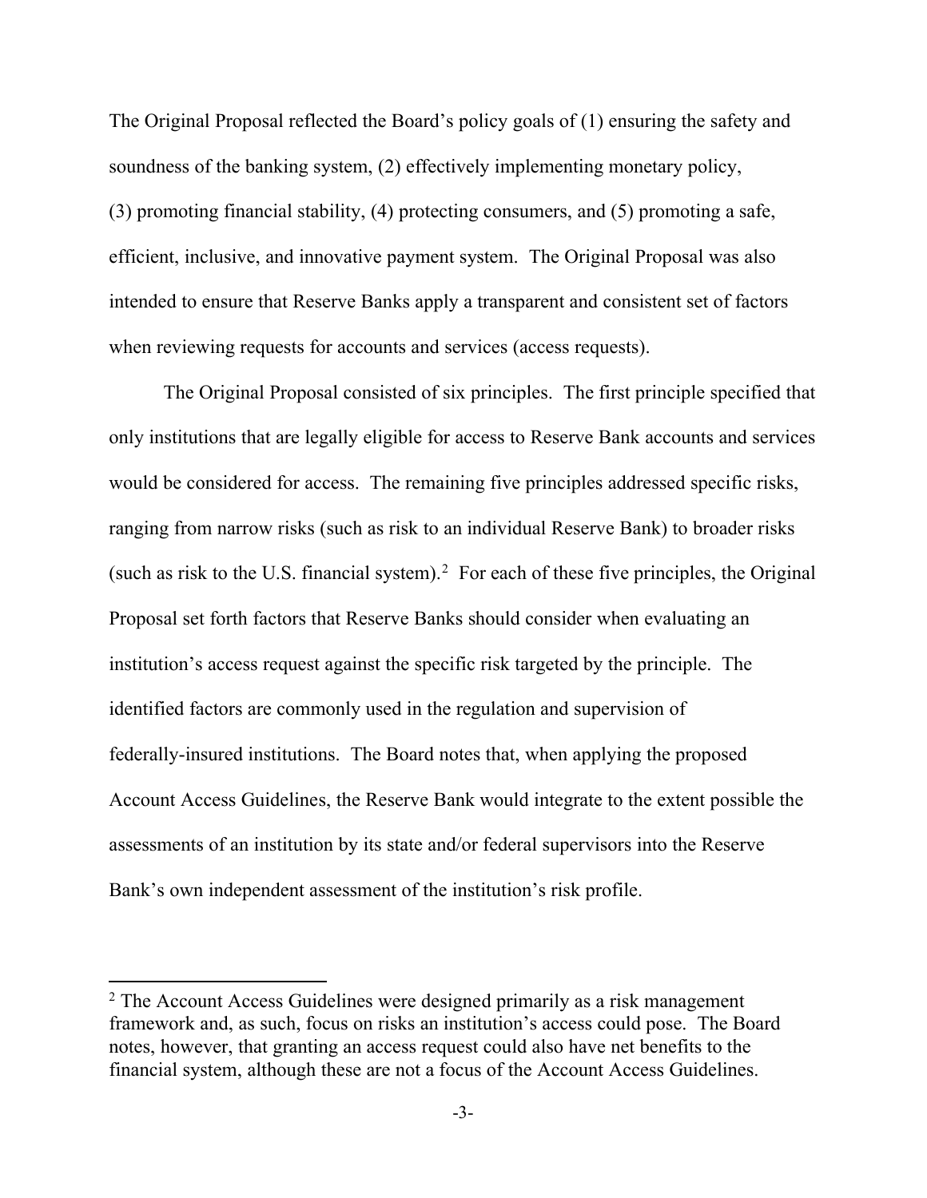The Original Proposal reflected the Board's policy goals of (1) ensuring the safety and soundness of the banking system, (2) effectively implementing monetary policy, (3) promoting financial stability, (4) protecting consumers, and (5) promoting a safe, efficient, inclusive, and innovative payment system. The Original Proposal was also intended to ensure that Reserve Banks apply a transparent and consistent set of factors when reviewing requests for accounts and services (access requests).

The Original Proposal consisted of six principles. The first principle specified that only institutions that are legally eligible for access to Reserve Bank accounts and services would be considered for access. The remaining five principles addressed specific risks, ranging from narrow risks (such as risk to an individual Reserve Bank) to broader risks (such as risk to the U.S. financial system).[2] For each of these five principles, the Original Proposal set forth factors that Reserve Banks should consider when evaluating an institution's access request against the specific risk targeted by the principle. The identified factors are commonly used in the regulation and supervision of federally-insured institutions. The Board notes that, when applying the proposed Account Access Guidelines, the Reserve Bank would integrate to the extent possible the assessments of an institution by its state and/or federal supervisors into the Reserve Bank's own independent assessment of the institution's risk profile.

---

[2] The Account Access Guidelines were designed primarily as a risk management framework and, as such, focus on risks an institution's access could pose. The Board notes, however, that granting an access request could also have net benefits to the financial system, although these are not a focus of the Account Access Guidelines.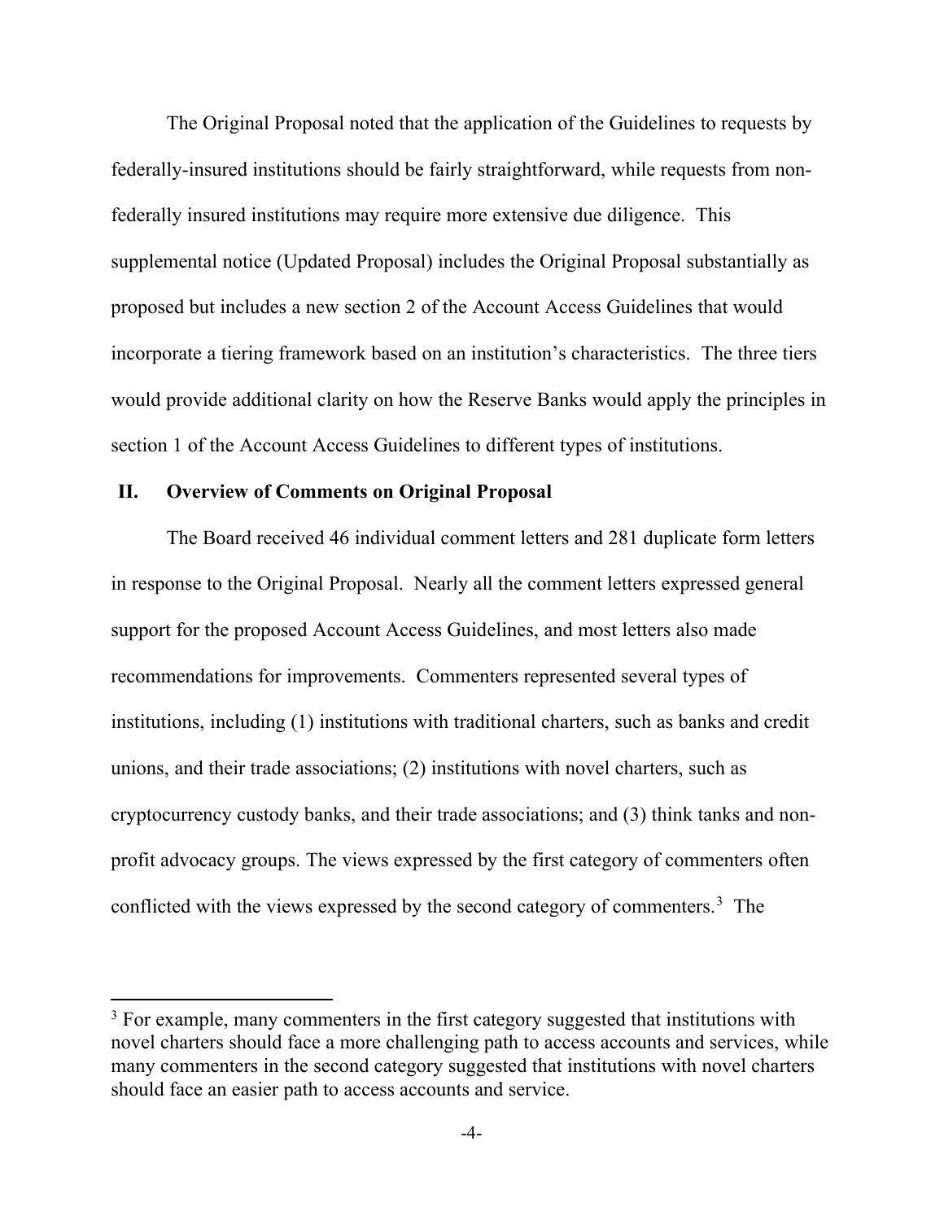The Original Proposal noted that the application of the Guidelines to requests by federally-insured institutions should be fairly straightforward, while requests from non-federally insured institutions may require more extensive due diligence. This supplemental notice (Updated Proposal) includes the Original Proposal substantially as proposed but includes a new section 2 of the Account Access Guidelines that would incorporate a tiering framework based on an institution's characteristics. The three tiers would provide additional clarity on how the Reserve Banks would apply the principles in section 1 of the Account Access Guidelines to different types of institutions.

## II. Overview of Comments on Original Proposal

The Board received 46 individual comment letters and 281 duplicate form letters in response to the Original Proposal. Nearly all the comment letters expressed general support for the proposed Account Access Guidelines, and most letters also made recommendations for improvements. Commenters represented several types of institutions, including (1) institutions with traditional charters, such as banks and credit unions, and their trade associations; (2) institutions with novel charters, such as cryptocurrency custody banks, and their trade associations; and (3) think tanks and non-profit advocacy groups. The views expressed by the first category of commenters often conflicted with the views expressed by the second category of commenters.[3] The

[3] For example, many commenters in the first category suggested that institutions with novel charters should face a more challenging path to access accounts and services, while many commenters in the second category suggested that institutions with novel charters should face an easier path to access accounts and service.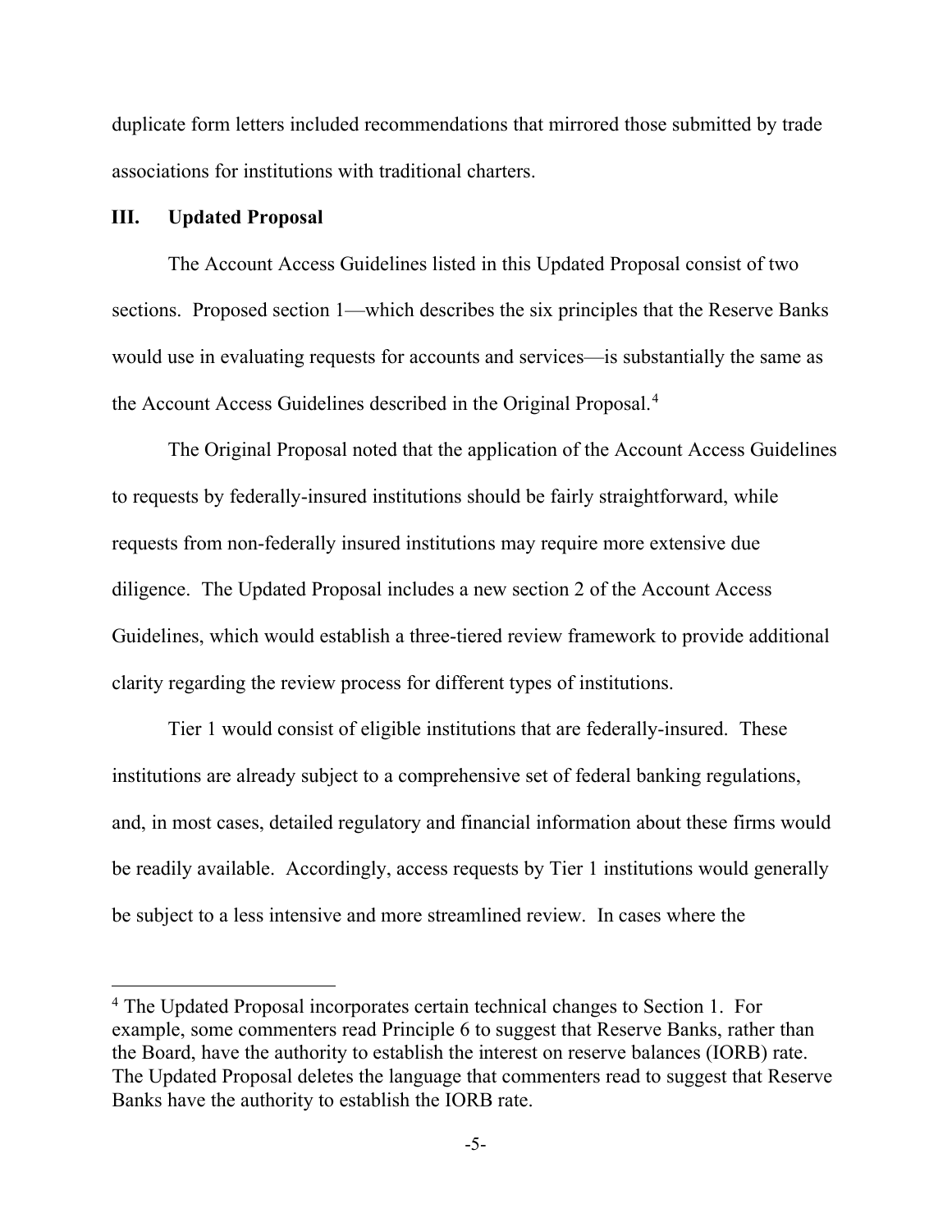duplicate form letters included recommendations that mirrored those submitted by trade associations for institutions with traditional charters.

## III. Updated Proposal

The Account Access Guidelines listed in this Updated Proposal consist of two sections. Proposed section 1—which describes the six principles that the Reserve Banks would use in evaluating requests for accounts and services—is substantially the same as the Account Access Guidelines described in the Original Proposal.[4]

The Original Proposal noted that the application of the Account Access Guidelines to requests by federally-insured institutions should be fairly straightforward, while requests from non-federally insured institutions may require more extensive due diligence. The Updated Proposal includes a new section 2 of the Account Access Guidelines, which would establish a three-tiered review framework to provide additional clarity regarding the review process for different types of institutions.

Tier 1 would consist of eligible institutions that are federally-insured. These institutions are already subject to a comprehensive set of federal banking regulations, and, in most cases, detailed regulatory and financial information about these firms would be readily available. Accordingly, access requests by Tier 1 institutions would generally be subject to a less intensive and more streamlined review. In cases where the

[4] The Updated Proposal incorporates certain technical changes to Section 1. For example, some commenters read Principle 6 to suggest that Reserve Banks, rather than the Board, have the authority to establish the interest on reserve balances (IORB) rate. The Updated Proposal deletes the language that commenters read to suggest that Reserve Banks have the authority to establish the IORB rate.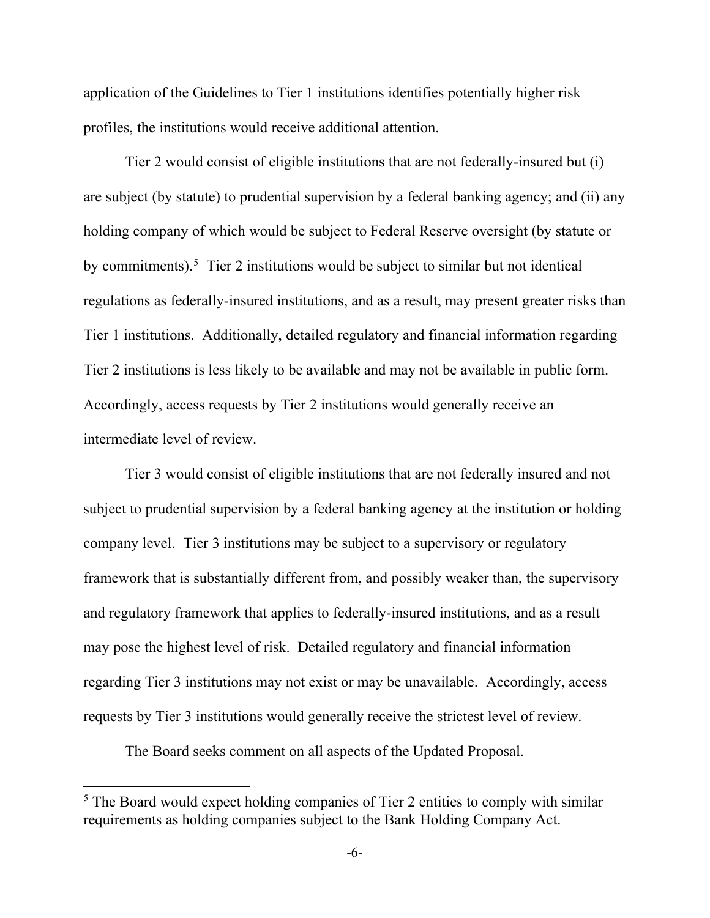application of the Guidelines to Tier 1 institutions identifies potentially higher risk profiles, the institutions would receive additional attention.

Tier 2 would consist of eligible institutions that are not federally-insured but (i) are subject (by statute) to prudential supervision by a federal banking agency; and (ii) any holding company of which would be subject to Federal Reserve oversight (by statute or by commitments).[5] Tier 2 institutions would be subject to similar but not identical regulations as federally-insured institutions, and as a result, may present greater risks than Tier 1 institutions. Additionally, detailed regulatory and financial information regarding Tier 2 institutions is less likely to be available and may not be available in public form. Accordingly, access requests by Tier 2 institutions would generally receive an intermediate level of review.

Tier 3 would consist of eligible institutions that are not federally insured and not subject to prudential supervision by a federal banking agency at the institution or holding company level. Tier 3 institutions may be subject to a supervisory or regulatory framework that is substantially different from, and possibly weaker than, the supervisory and regulatory framework that applies to federally-insured institutions, and as a result may pose the highest level of risk. Detailed regulatory and financial information regarding Tier 3 institutions may not exist or may be unavailable. Accordingly, access requests by Tier 3 institutions would generally receive the strictest level of review.

The Board seeks comment on all aspects of the Updated Proposal.

---

[5] The Board would expect holding companies of Tier 2 entities to comply with similar requirements as holding companies subject to the Bank Holding Company Act.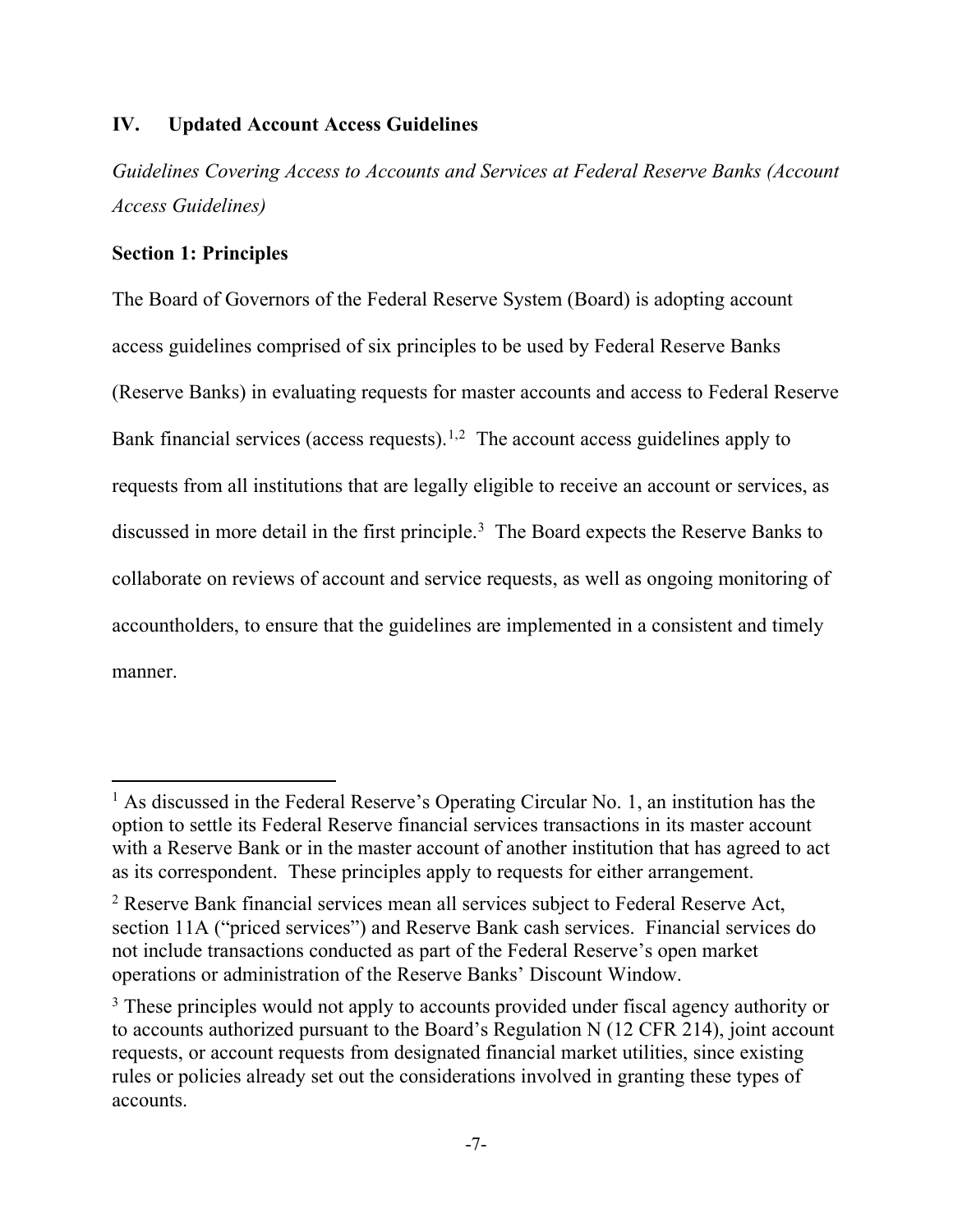## IV. Updated Account Access Guidelines

*Guidelines Covering Access to Accounts and Services at Federal Reserve Banks (Account Access Guidelines)*

### Section 1: Principles

The Board of Governors of the Federal Reserve System (Board) is adopting account access guidelines comprised of six principles to be used by Federal Reserve Banks (Reserve Banks) in evaluating requests for master accounts and access to Federal Reserve Bank financial services (access requests).[1,2] The account access guidelines apply to requests from all institutions that are legally eligible to receive an account or services, as discussed in more detail in the first principle.[3] The Board expects the Reserve Banks to collaborate on reviews of account and service requests, as well as ongoing monitoring of accountholders, to ensure that the guidelines are implemented in a consistent and timely manner.

---

[1] As discussed in the Federal Reserve's Operating Circular No. 1, an institution has the option to settle its Federal Reserve financial services transactions in its master account with a Reserve Bank or in the master account of another institution that has agreed to act as its correspondent. These principles apply to requests for either arrangement.

[2] Reserve Bank financial services mean all services subject to Federal Reserve Act, section 11A ("priced services") and Reserve Bank cash services. Financial services do not include transactions conducted as part of the Federal Reserve's open market operations or administration of the Reserve Banks' Discount Window.

[3] These principles would not apply to accounts provided under fiscal agency authority or to accounts authorized pursuant to the Board's Regulation N (12 CFR 214), joint account requests, or account requests from designated financial market utilities, since existing rules or policies already set out the considerations involved in granting these types of accounts.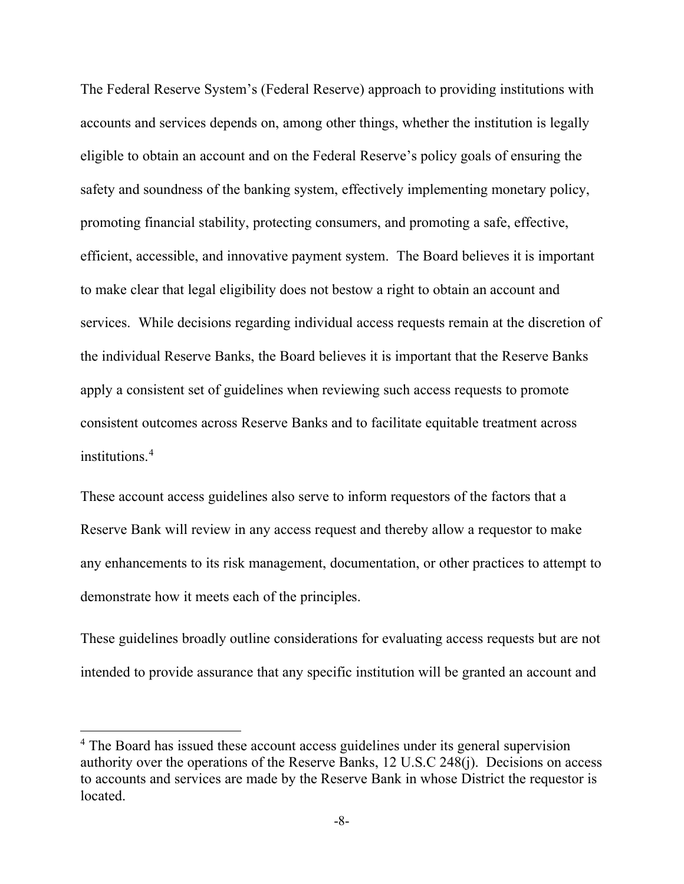The Federal Reserve System's (Federal Reserve) approach to providing institutions with accounts and services depends on, among other things, whether the institution is legally eligible to obtain an account and on the Federal Reserve's policy goals of ensuring the safety and soundness of the banking system, effectively implementing monetary policy, promoting financial stability, protecting consumers, and promoting a safe, effective, efficient, accessible, and innovative payment system. The Board believes it is important to make clear that legal eligibility does not bestow a right to obtain an account and services. While decisions regarding individual access requests remain at the discretion of the individual Reserve Banks, the Board believes it is important that the Reserve Banks apply a consistent set of guidelines when reviewing such access requests to promote consistent outcomes across Reserve Banks and to facilitate equitable treatment across institutions.[4]

These account access guidelines also serve to inform requestors of the factors that a Reserve Bank will review in any access request and thereby allow a requestor to make any enhancements to its risk management, documentation, or other practices to attempt to demonstrate how it meets each of the principles.

These guidelines broadly outline considerations for evaluating access requests but are not intended to provide assurance that any specific institution will be granted an account and

[4] The Board has issued these account access guidelines under its general supervision authority over the operations of the Reserve Banks, 12 U.S.C 248(j). Decisions on access to accounts and services are made by the Reserve Bank in whose District the requestor is located.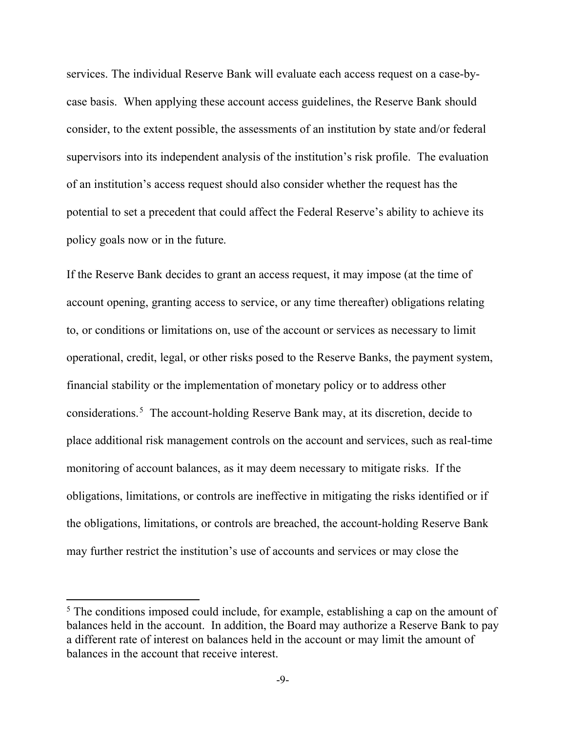services. The individual Reserve Bank will evaluate each access request on a case-by-case basis. When applying these account access guidelines, the Reserve Bank should consider, to the extent possible, the assessments of an institution by state and/or federal supervisors into its independent analysis of the institution's risk profile. The evaluation of an institution's access request should also consider whether the request has the potential to set a precedent that could affect the Federal Reserve's ability to achieve its policy goals now or in the future.

If the Reserve Bank decides to grant an access request, it may impose (at the time of account opening, granting access to service, or any time thereafter) obligations relating to, or conditions or limitations on, use of the account or services as necessary to limit operational, credit, legal, or other risks posed to the Reserve Banks, the payment system, financial stability or the implementation of monetary policy or to address other considerations.[5] The account-holding Reserve Bank may, at its discretion, decide to place additional risk management controls on the account and services, such as real-time monitoring of account balances, as it may deem necessary to mitigate risks. If the obligations, limitations, or controls are ineffective in mitigating the risks identified or if the obligations, limitations, or controls are breached, the account-holding Reserve Bank may further restrict the institution's use of accounts and services or may close the

---

[5] The conditions imposed could include, for example, establishing a cap on the amount of balances held in the account. In addition, the Board may authorize a Reserve Bank to pay a different rate of interest on balances held in the account or may limit the amount of balances in the account that receive interest.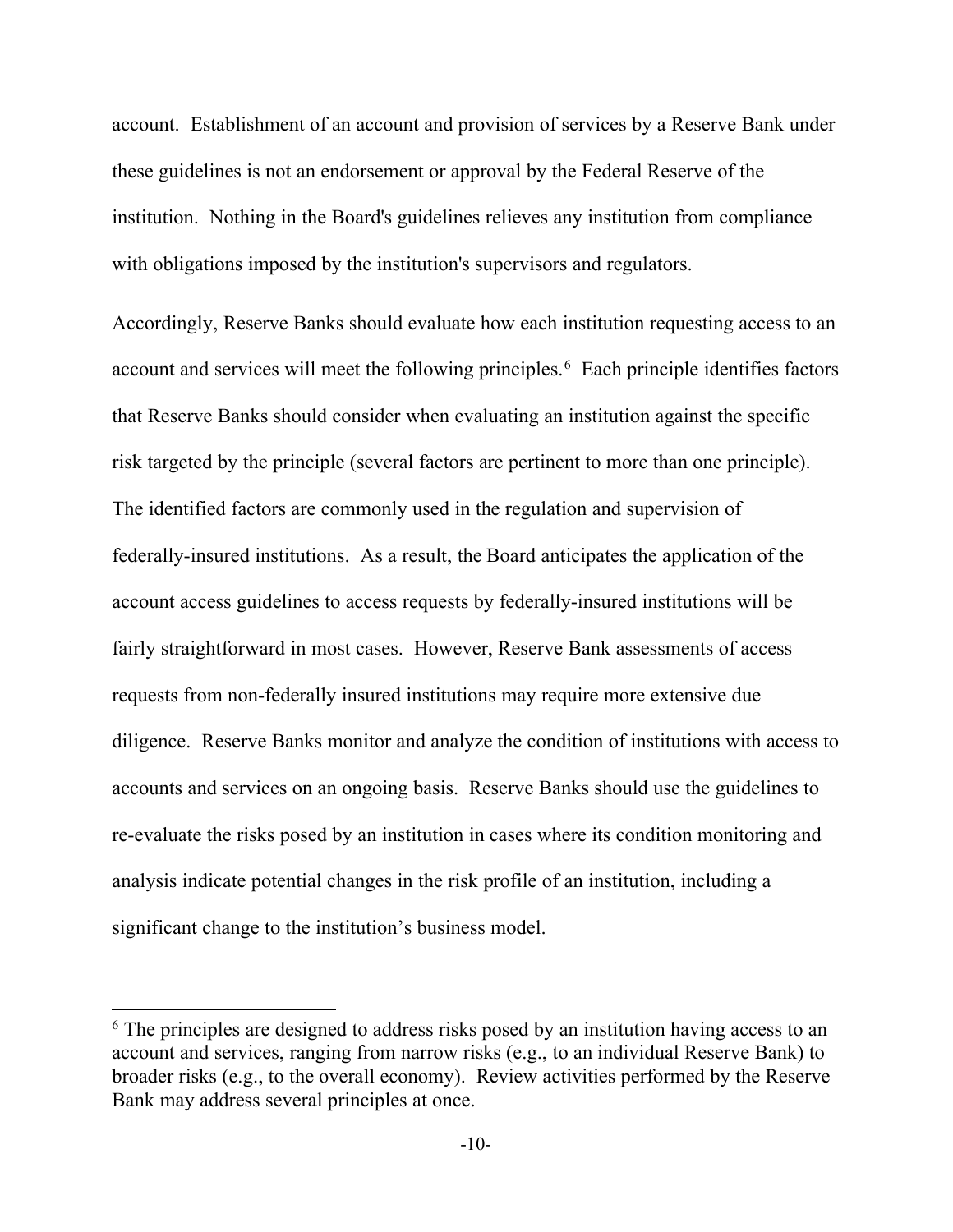account. Establishment of an account and provision of services by a Reserve Bank under these guidelines is not an endorsement or approval by the Federal Reserve of the institution. Nothing in the Board's guidelines relieves any institution from compliance with obligations imposed by the institution's supervisors and regulators.

Accordingly, Reserve Banks should evaluate how each institution requesting access to an account and services will meet the following principles.[6] Each principle identifies factors that Reserve Banks should consider when evaluating an institution against the specific risk targeted by the principle (several factors are pertinent to more than one principle). The identified factors are commonly used in the regulation and supervision of federally-insured institutions. As a result, the Board anticipates the application of the account access guidelines to access requests by federally-insured institutions will be fairly straightforward in most cases. However, Reserve Bank assessments of access requests from non-federally insured institutions may require more extensive due diligence. Reserve Banks monitor and analyze the condition of institutions with access to accounts and services on an ongoing basis. Reserve Banks should use the guidelines to re-evaluate the risks posed by an institution in cases where its condition monitoring and analysis indicate potential changes in the risk profile of an institution, including a significant change to the institution's business model.

---

[6] The principles are designed to address risks posed by an institution having access to an account and services, ranging from narrow risks (e.g., to an individual Reserve Bank) to broader risks (e.g., to the overall economy). Review activities performed by the Reserve Bank may address several principles at once.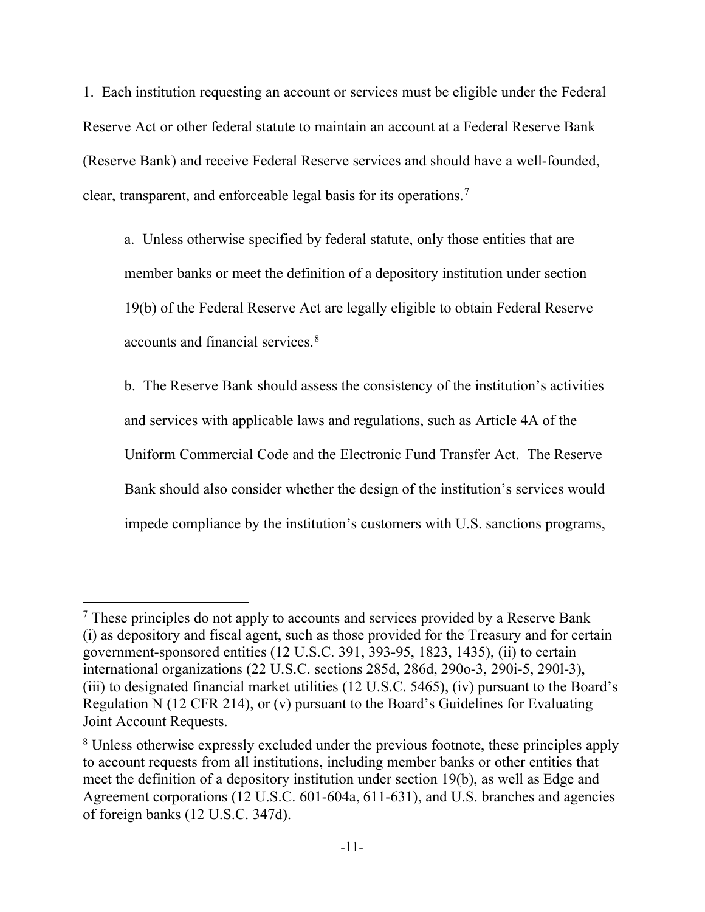1. Each institution requesting an account or services must be eligible under the Federal Reserve Act or other federal statute to maintain an account at a Federal Reserve Bank (Reserve Bank) and receive Federal Reserve services and should have a well-founded, clear, transparent, and enforceable legal basis for its operations.[7]

   a. Unless otherwise specified by federal statute, only those entities that are member banks or meet the definition of a depository institution under section 19(b) of the Federal Reserve Act are legally eligible to obtain Federal Reserve accounts and financial services.[8]

   b. The Reserve Bank should assess the consistency of the institution's activities and services with applicable laws and regulations, such as Article 4A of the Uniform Commercial Code and the Electronic Fund Transfer Act. The Reserve Bank should also consider whether the design of the institution's services would impede compliance by the institution's customers with U.S. sanctions programs,

---

[7] These principles do not apply to accounts and services provided by a Reserve Bank (i) as depository and fiscal agent, such as those provided for the Treasury and for certain government-sponsored entities (12 U.S.C. 391, 393-95, 1823, 1435), (ii) to certain international organizations (22 U.S.C. sections 285d, 286d, 290o-3, 290i-5, 290l-3), (iii) to designated financial market utilities (12 U.S.C. 5465), (iv) pursuant to the Board's Regulation N (12 CFR 214), or (v) pursuant to the Board's Guidelines for Evaluating Joint Account Requests.

[8] Unless otherwise expressly excluded under the previous footnote, these principles apply to account requests from all institutions, including member banks or other entities that meet the definition of a depository institution under section 19(b), as well as Edge and Agreement corporations (12 U.S.C. 601-604a, 611-631), and U.S. branches and agencies of foreign banks (12 U.S.C. 347d).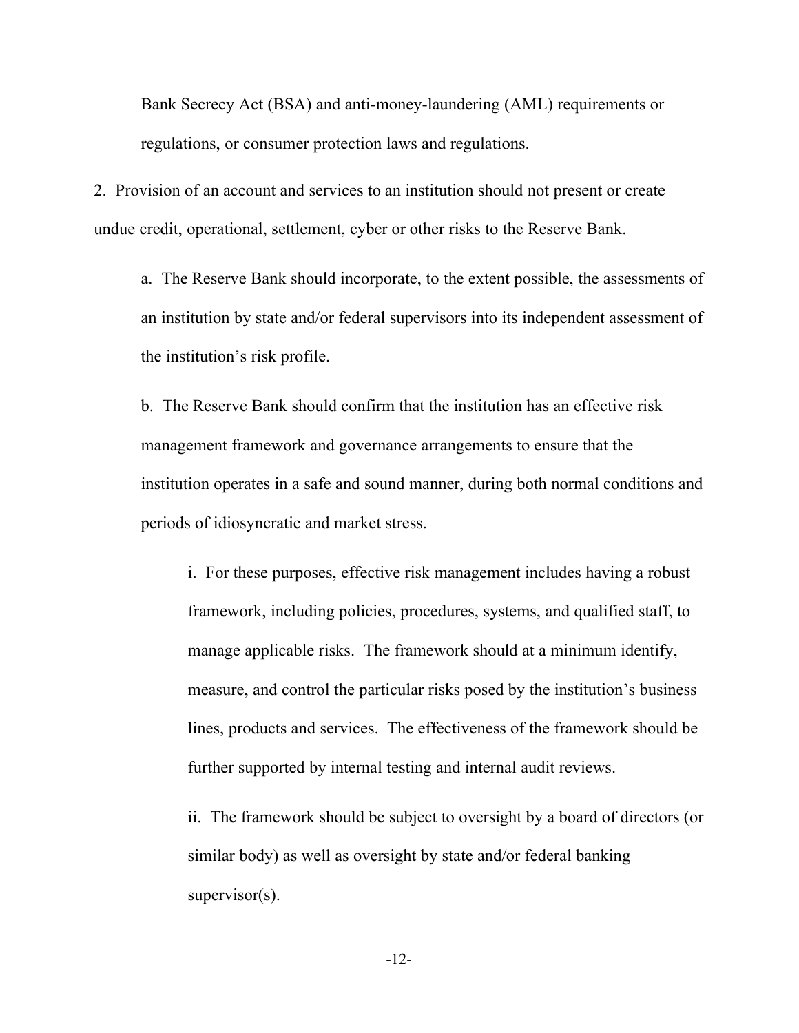Bank Secrecy Act (BSA) and anti-money-laundering (AML) requirements or regulations, or consumer protection laws and regulations.

2. Provision of an account and services to an institution should not present or create undue credit, operational, settlement, cyber or other risks to the Reserve Bank.

a. The Reserve Bank should incorporate, to the extent possible, the assessments of an institution by state and/or federal supervisors into its independent assessment of the institution's risk profile.

b. The Reserve Bank should confirm that the institution has an effective risk management framework and governance arrangements to ensure that the institution operates in a safe and sound manner, during both normal conditions and periods of idiosyncratic and market stress.

i. For these purposes, effective risk management includes having a robust framework, including policies, procedures, systems, and qualified staff, to manage applicable risks. The framework should at a minimum identify, measure, and control the particular risks posed by the institution's business lines, products and services. The effectiveness of the framework should be further supported by internal testing and internal audit reviews.

ii. The framework should be subject to oversight by a board of directors (or similar body) as well as oversight by state and/or federal banking supervisor(s).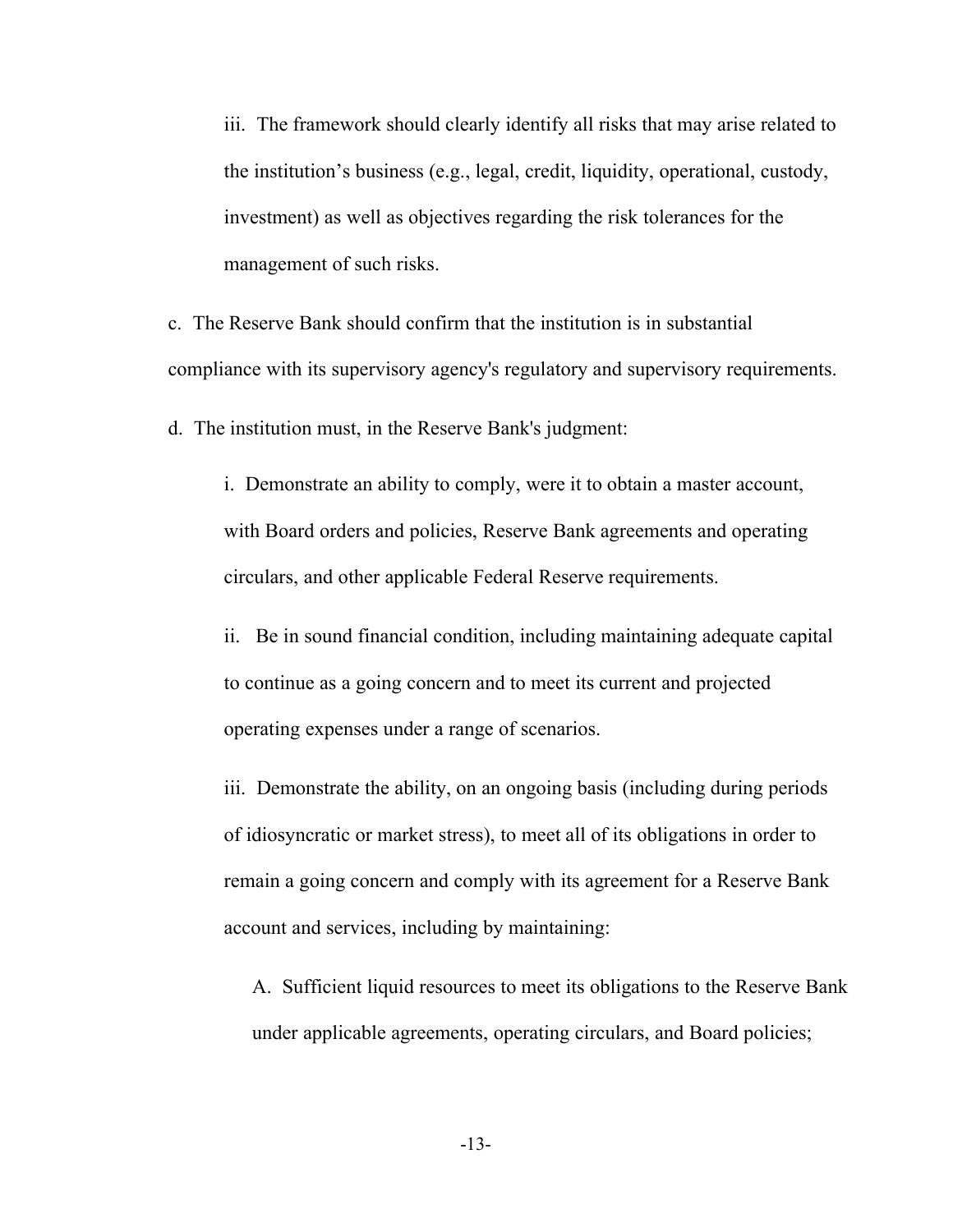iii. The framework should clearly identify all risks that may arise related to the institution’s business (e.g., legal, credit, liquidity, operational, custody, investment) as well as objectives regarding the risk tolerances for the management of such risks.

c. The Reserve Bank should confirm that the institution is in substantial compliance with its supervisory agency's regulatory and supervisory requirements.

d. The institution must, in the Reserve Bank's judgment:

i. Demonstrate an ability to comply, were it to obtain a master account, with Board orders and policies, Reserve Bank agreements and operating circulars, and other applicable Federal Reserve requirements.

ii. Be in sound financial condition, including maintaining adequate capital to continue as a going concern and to meet its current and projected operating expenses under a range of scenarios.

iii. Demonstrate the ability, on an ongoing basis (including during periods of idiosyncratic or market stress), to meet all of its obligations in order to remain a going concern and comply with its agreement for a Reserve Bank account and services, including by maintaining:

A. Sufficient liquid resources to meet its obligations to the Reserve Bank under applicable agreements, operating circulars, and Board policies;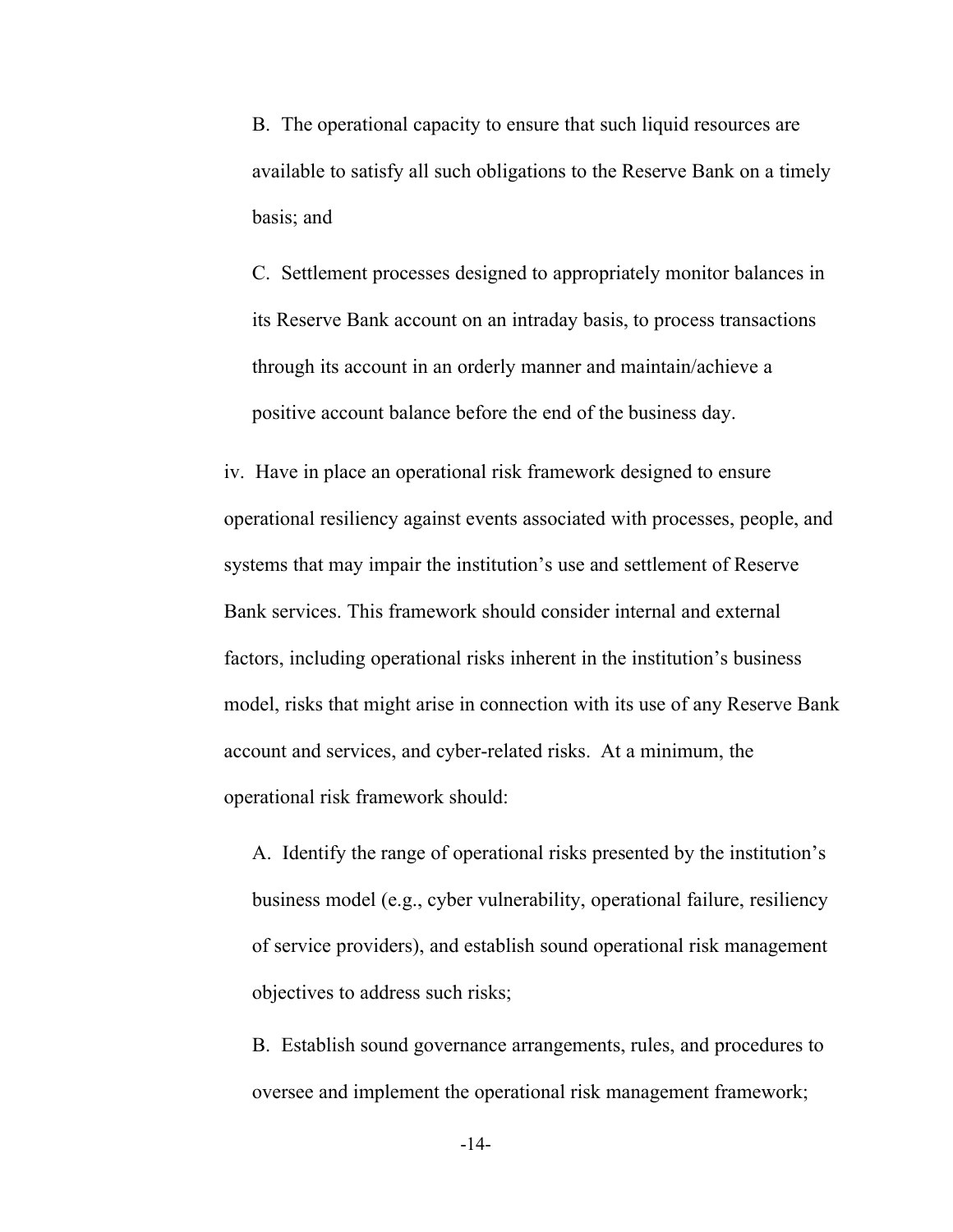B. The operational capacity to ensure that such liquid resources are available to satisfy all such obligations to the Reserve Bank on a timely basis; and

C. Settlement processes designed to appropriately monitor balances in its Reserve Bank account on an intraday basis, to process transactions through its account in an orderly manner and maintain/achieve a positive account balance before the end of the business day.

iv. Have in place an operational risk framework designed to ensure operational resiliency against events associated with processes, people, and systems that may impair the institution's use and settlement of Reserve Bank services. This framework should consider internal and external factors, including operational risks inherent in the institution's business model, risks that might arise in connection with its use of any Reserve Bank account and services, and cyber-related risks. At a minimum, the operational risk framework should:

A. Identify the range of operational risks presented by the institution's business model (e.g., cyber vulnerability, operational failure, resiliency of service providers), and establish sound operational risk management objectives to address such risks;

B. Establish sound governance arrangements, rules, and procedures to oversee and implement the operational risk management framework;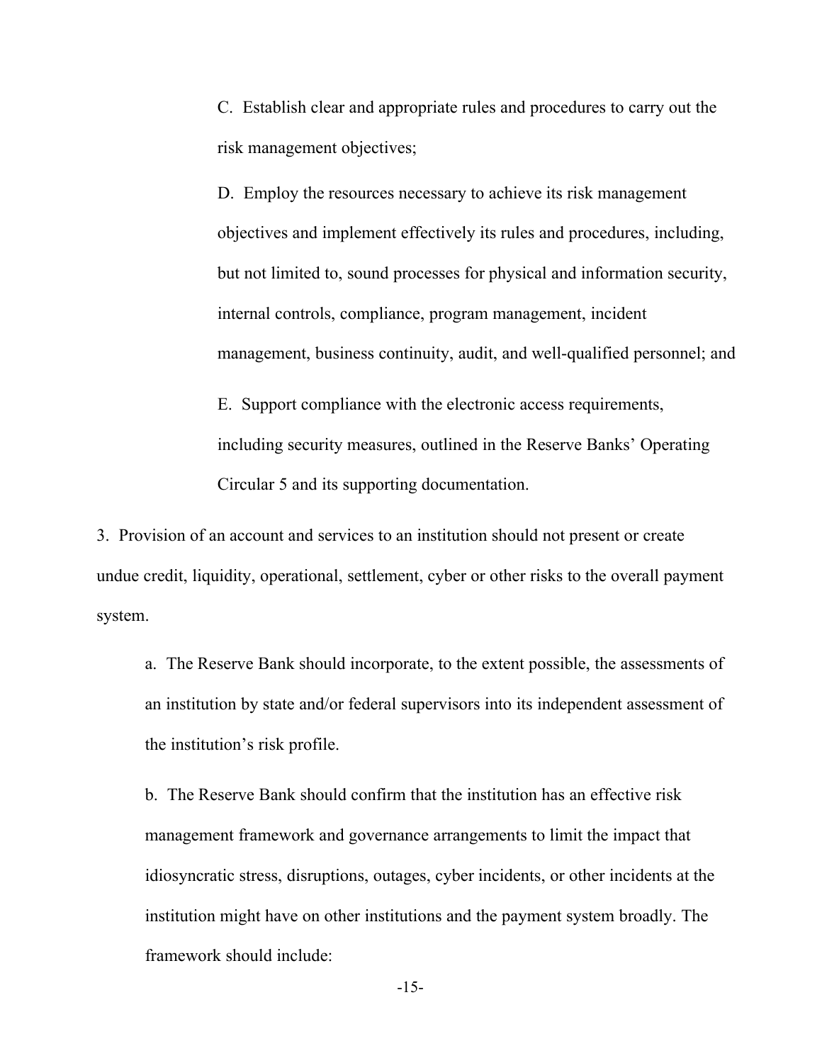C. Establish clear and appropriate rules and procedures to carry out the risk management objectives;

D. Employ the resources necessary to achieve its risk management objectives and implement effectively its rules and procedures, including, but not limited to, sound processes for physical and information security, internal controls, compliance, program management, incident management, business continuity, audit, and well-qualified personnel; and

E. Support compliance with the electronic access requirements, including security measures, outlined in the Reserve Banks' Operating Circular 5 and its supporting documentation.

3. Provision of an account and services to an institution should not present or create undue credit, liquidity, operational, settlement, cyber or other risks to the overall payment system.

a. The Reserve Bank should incorporate, to the extent possible, the assessments of an institution by state and/or federal supervisors into its independent assessment of the institution's risk profile.

b. The Reserve Bank should confirm that the institution has an effective risk management framework and governance arrangements to limit the impact that idiosyncratic stress, disruptions, outages, cyber incidents, or other incidents at the institution might have on other institutions and the payment system broadly. The framework should include: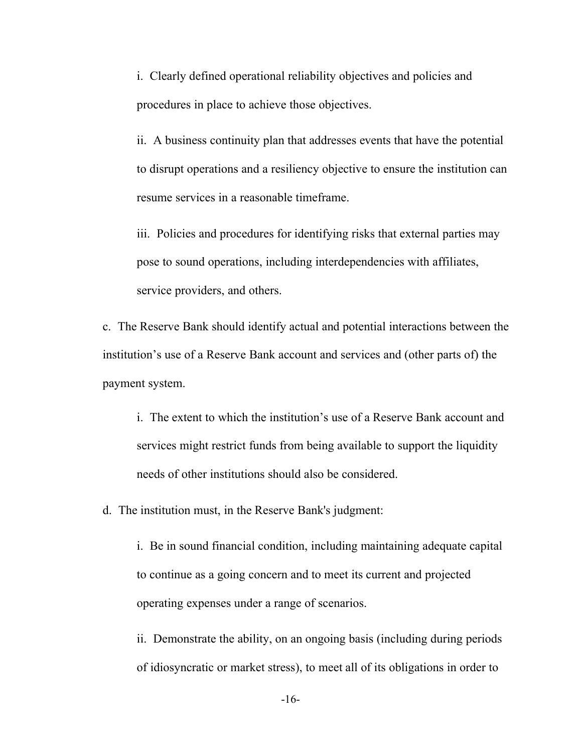i. Clearly defined operational reliability objectives and policies and procedures in place to achieve those objectives.

ii. A business continuity plan that addresses events that have the potential to disrupt operations and a resiliency objective to ensure the institution can resume services in a reasonable timeframe.

iii. Policies and procedures for identifying risks that external parties may pose to sound operations, including interdependencies with affiliates, service providers, and others.

c. The Reserve Bank should identify actual and potential interactions between the institution's use of a Reserve Bank account and services and (other parts of) the payment system.

i. The extent to which the institution's use of a Reserve Bank account and services might restrict funds from being available to support the liquidity needs of other institutions should also be considered.

d. The institution must, in the Reserve Bank's judgment:

i. Be in sound financial condition, including maintaining adequate capital to continue as a going concern and to meet its current and projected operating expenses under a range of scenarios.

ii. Demonstrate the ability, on an ongoing basis (including during periods of idiosyncratic or market stress), to meet all of its obligations in order to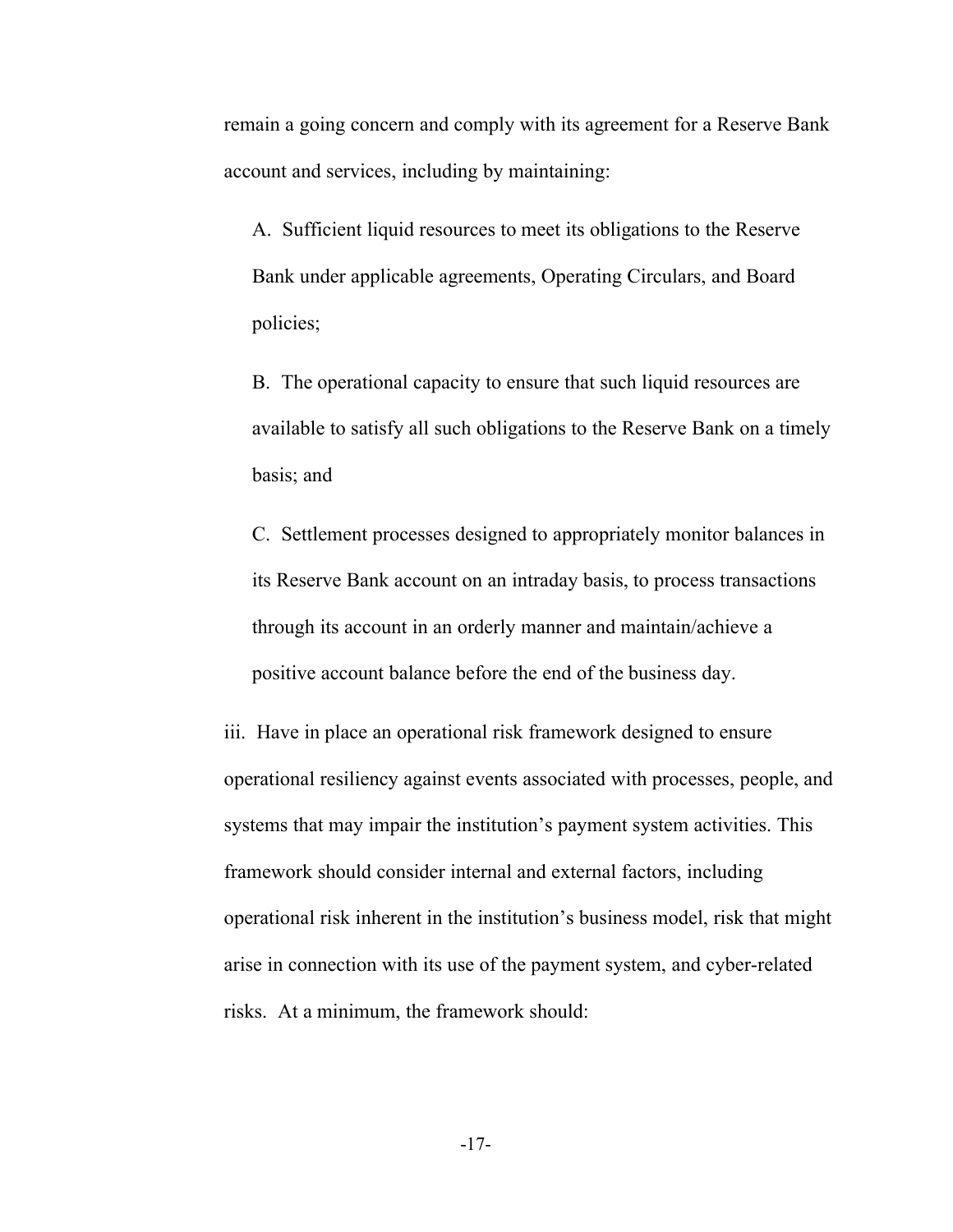remain a going concern and comply with its agreement for a Reserve Bank account and services, including by maintaining:

A. Sufficient liquid resources to meet its obligations to the Reserve Bank under applicable agreements, Operating Circulars, and Board policies;

B. The operational capacity to ensure that such liquid resources are available to satisfy all such obligations to the Reserve Bank on a timely basis; and

C. Settlement processes designed to appropriately monitor balances in its Reserve Bank account on an intraday basis, to process transactions through its account in an orderly manner and maintain/achieve a positive account balance before the end of the business day.

iii. Have in place an operational risk framework designed to ensure operational resiliency against events associated with processes, people, and systems that may impair the institution's payment system activities. This framework should consider internal and external factors, including operational risk inherent in the institution's business model, risk that might arise in connection with its use of the payment system, and cyber-related risks. At a minimum, the framework should: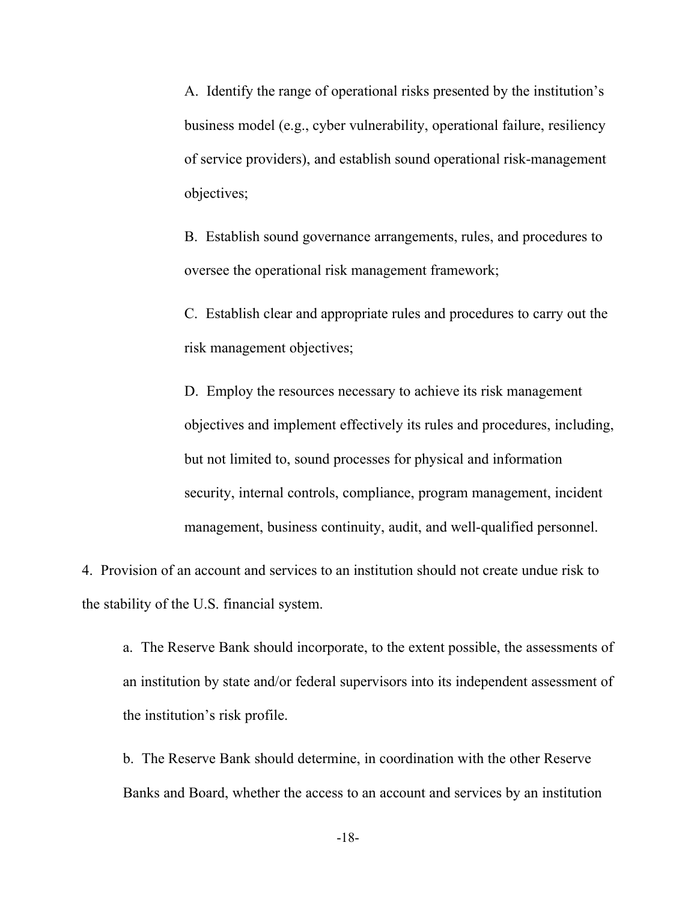A. Identify the range of operational risks presented by the institution's business model (e.g., cyber vulnerability, operational failure, resiliency of service providers), and establish sound operational risk-management objectives;

B. Establish sound governance arrangements, rules, and procedures to oversee the operational risk management framework;

C. Establish clear and appropriate rules and procedures to carry out the risk management objectives;

D. Employ the resources necessary to achieve its risk management objectives and implement effectively its rules and procedures, including, but not limited to, sound processes for physical and information security, internal controls, compliance, program management, incident management, business continuity, audit, and well-qualified personnel.

4. Provision of an account and services to an institution should not create undue risk to the stability of the U.S. financial system.

a. The Reserve Bank should incorporate, to the extent possible, the assessments of an institution by state and/or federal supervisors into its independent assessment of the institution's risk profile.

b. The Reserve Bank should determine, in coordination with the other Reserve Banks and Board, whether the access to an account and services by an institution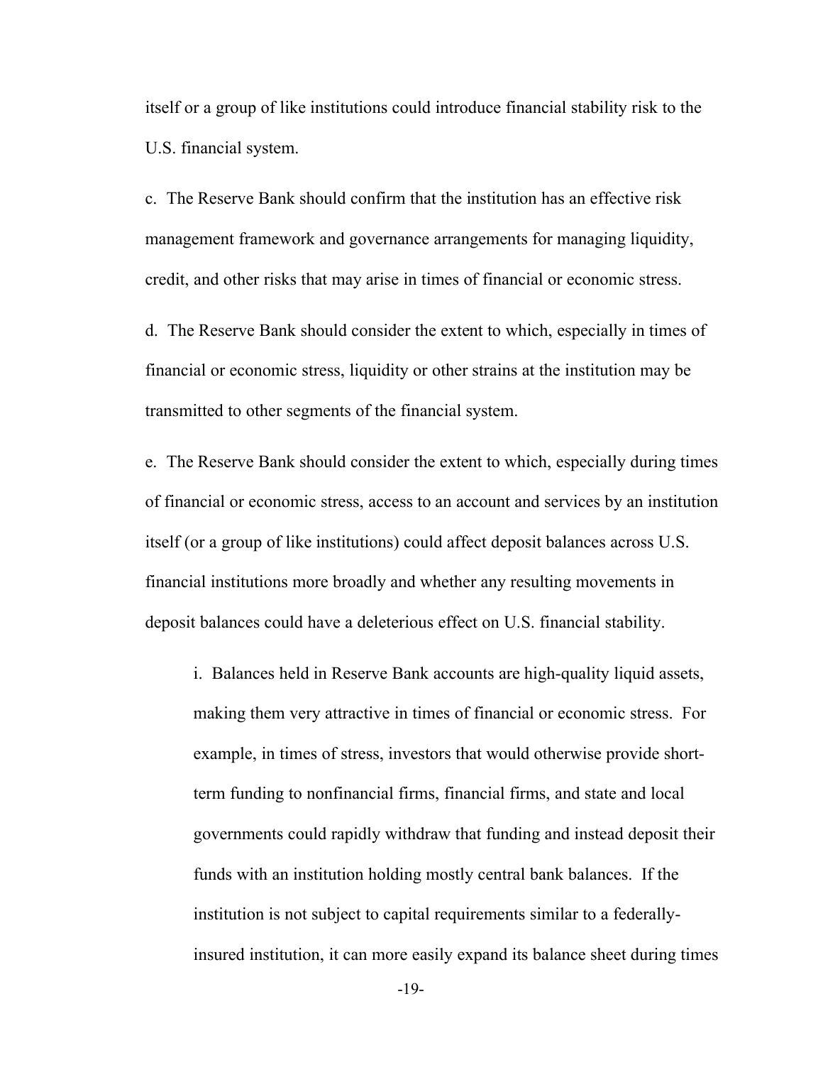itself or a group of like institutions could introduce financial stability risk to the U.S. financial system.

c. The Reserve Bank should confirm that the institution has an effective risk management framework and governance arrangements for managing liquidity, credit, and other risks that may arise in times of financial or economic stress.

d. The Reserve Bank should consider the extent to which, especially in times of financial or economic stress, liquidity or other strains at the institution may be transmitted to other segments of the financial system.

e. The Reserve Bank should consider the extent to which, especially during times of financial or economic stress, access to an account and services by an institution itself (or a group of like institutions) could affect deposit balances across U.S. financial institutions more broadly and whether any resulting movements in deposit balances could have a deleterious effect on U.S. financial stability.

> i. Balances held in Reserve Bank accounts are high-quality liquid assets, making them very attractive in times of financial or economic stress. For example, in times of stress, investors that would otherwise provide short-term funding to nonfinancial firms, financial firms, and state and local governments could rapidly withdraw that funding and instead deposit their funds with an institution holding mostly central bank balances. If the institution is not subject to capital requirements similar to a federally-insured institution, it can more easily expand its balance sheet during times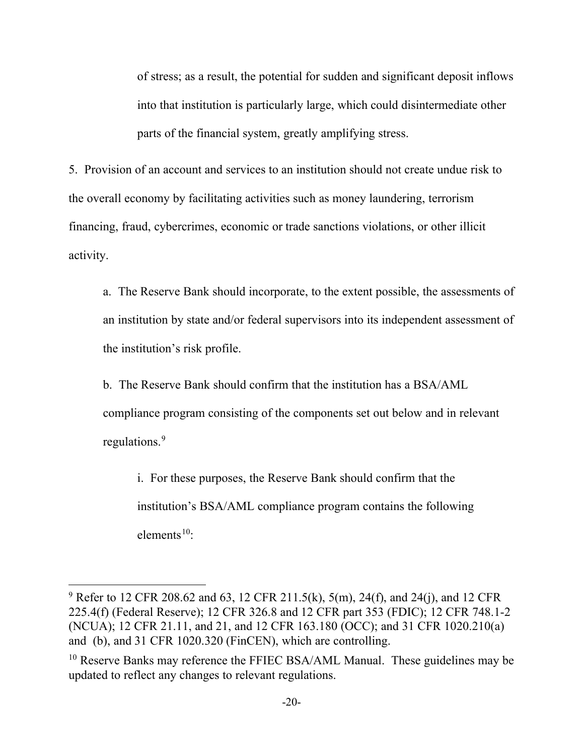of stress; as a result, the potential for sudden and significant deposit inflows into that institution is particularly large, which could disintermediate other parts of the financial system, greatly amplifying stress.

5. Provision of an account and services to an institution should not create undue risk to the overall economy by facilitating activities such as money laundering, terrorism financing, fraud, cybercrimes, economic or trade sanctions violations, or other illicit activity.

a. The Reserve Bank should incorporate, to the extent possible, the assessments of an institution by state and/or federal supervisors into its independent assessment of the institution's risk profile.

b. The Reserve Bank should confirm that the institution has a BSA/AML compliance program consisting of the components set out below and in relevant regulations.[9]

i. For these purposes, the Reserve Bank should confirm that the institution's BSA/AML compliance program contains the following elements[10]:

---

[9] Refer to 12 CFR 208.62 and 63, 12 CFR 211.5(k), 5(m), 24(f), and 24(j), and 12 CFR 225.4(f) (Federal Reserve); 12 CFR 326.8 and 12 CFR part 353 (FDIC); 12 CFR 748.1-2 (NCUA); 12 CFR 21.11, and 21, and 12 CFR 163.180 (OCC); and 31 CFR 1020.210(a) and (b), and 31 CFR 1020.320 (FinCEN), which are controlling.

[10] Reserve Banks may reference the FFIEC BSA/AML Manual. These guidelines may be updated to reflect any changes to relevant regulations.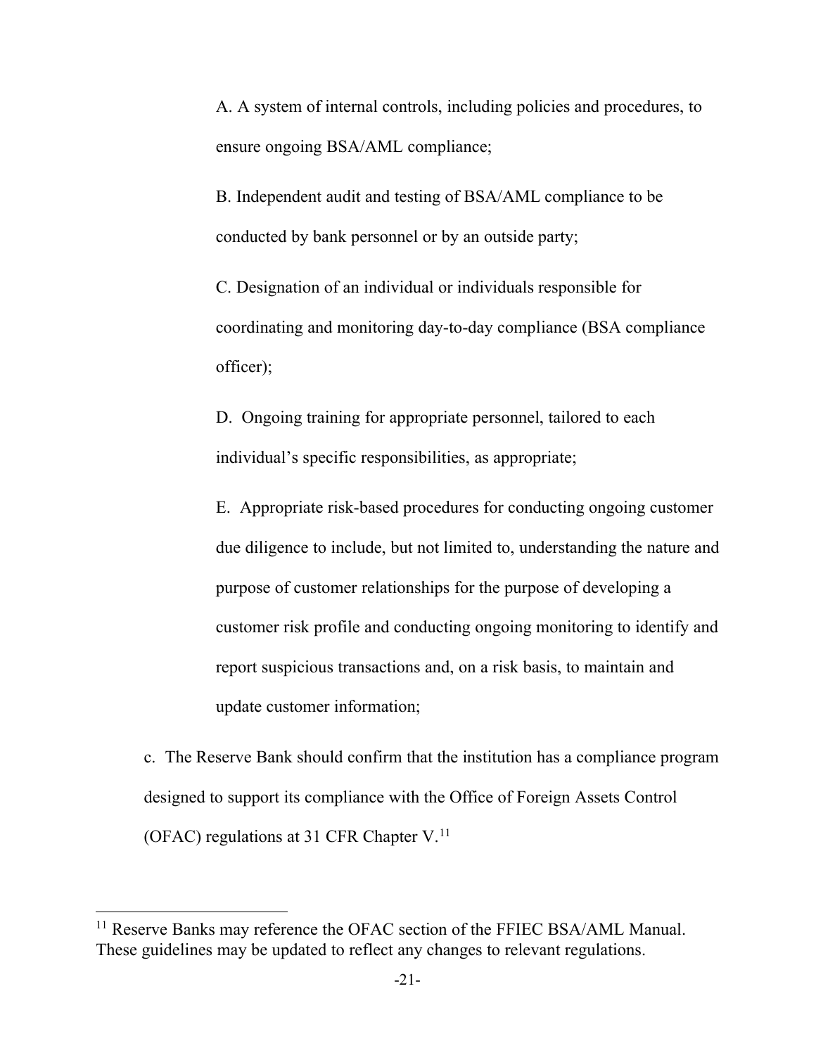A. A system of internal controls, including policies and procedures, to ensure ongoing BSA/AML compliance;

B. Independent audit and testing of BSA/AML compliance to be conducted by bank personnel or by an outside party;

C. Designation of an individual or individuals responsible for coordinating and monitoring day-to-day compliance (BSA compliance officer);

D. Ongoing training for appropriate personnel, tailored to each individual's specific responsibilities, as appropriate;

E. Appropriate risk-based procedures for conducting ongoing customer due diligence to include, but not limited to, understanding the nature and purpose of customer relationships for the purpose of developing a customer risk profile and conducting ongoing monitoring to identify and report suspicious transactions and, on a risk basis, to maintain and update customer information;

c. The Reserve Bank should confirm that the institution has a compliance program designed to support its compliance with the Office of Foreign Assets Control (OFAC) regulations at 31 CFR Chapter V.[11]

---

[11] Reserve Banks may reference the OFAC section of the FFIEC BSA/AML Manual. These guidelines may be updated to reflect any changes to relevant regulations.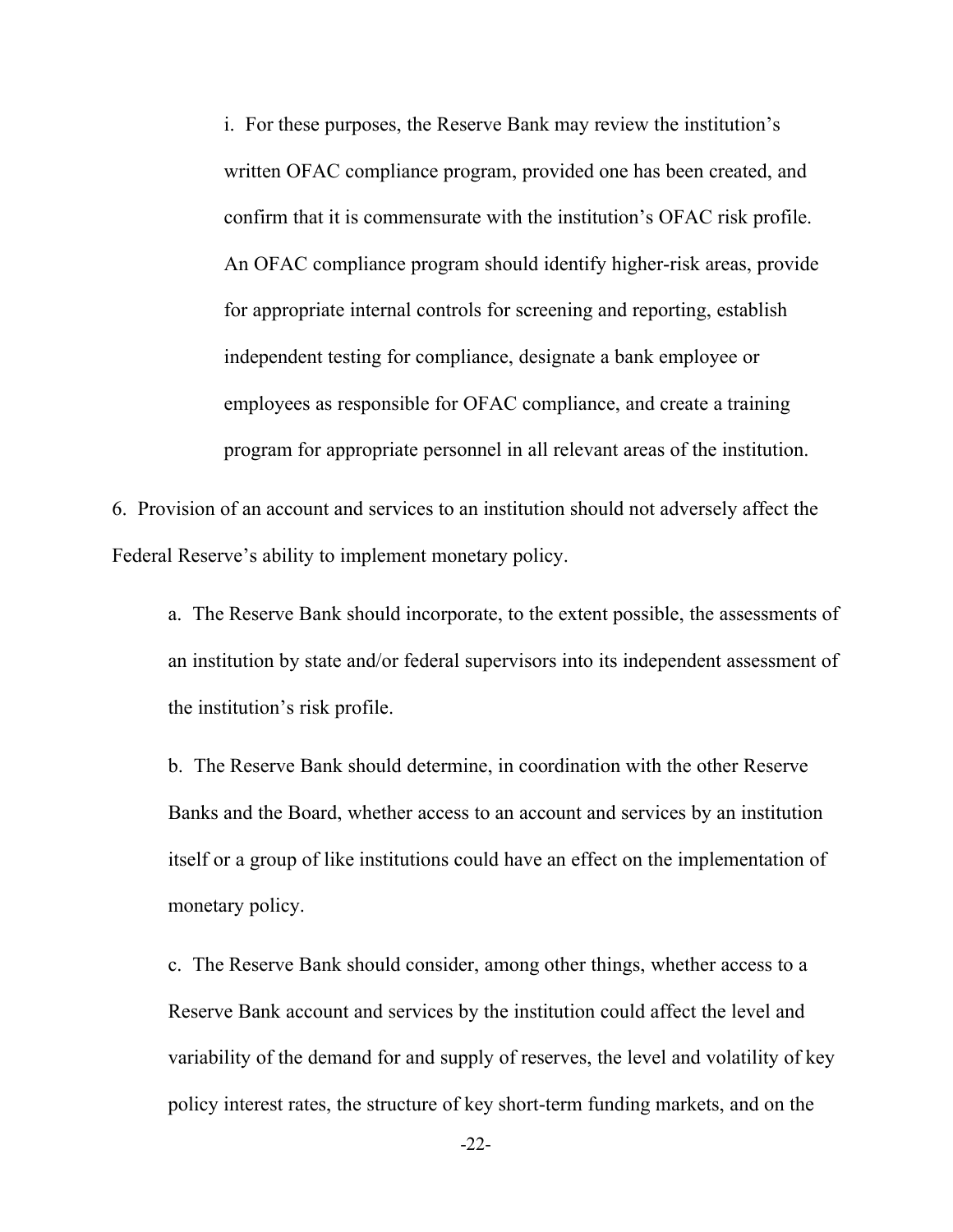i. For these purposes, the Reserve Bank may review the institution's written OFAC compliance program, provided one has been created, and confirm that it is commensurate with the institution's OFAC risk profile. An OFAC compliance program should identify higher-risk areas, provide for appropriate internal controls for screening and reporting, establish independent testing for compliance, designate a bank employee or employees as responsible for OFAC compliance, and create a training program for appropriate personnel in all relevant areas of the institution.

6. Provision of an account and services to an institution should not adversely affect the Federal Reserve's ability to implement monetary policy.

a. The Reserve Bank should incorporate, to the extent possible, the assessments of an institution by state and/or federal supervisors into its independent assessment of the institution's risk profile.

b. The Reserve Bank should determine, in coordination with the other Reserve Banks and the Board, whether access to an account and services by an institution itself or a group of like institutions could have an effect on the implementation of monetary policy.

c. The Reserve Bank should consider, among other things, whether access to a Reserve Bank account and services by the institution could affect the level and variability of the demand for and supply of reserves, the level and volatility of key policy interest rates, the structure of key short-term funding markets, and on the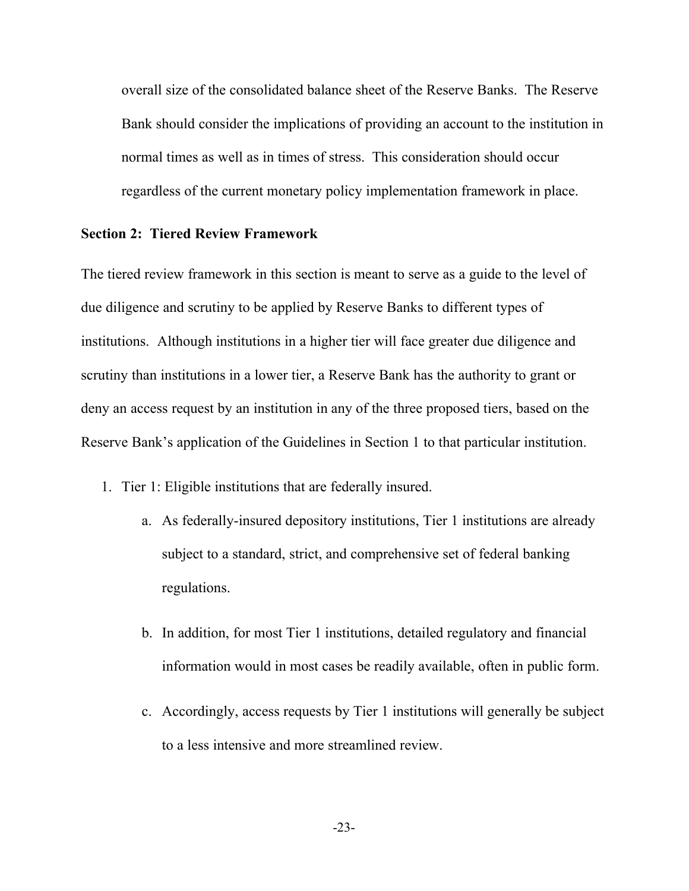overall size of the consolidated balance sheet of the Reserve Banks. The Reserve Bank should consider the implications of providing an account to the institution in normal times as well as in times of stress. This consideration should occur regardless of the current monetary policy implementation framework in place.

**Section 2: Tiered Review Framework**

The tiered review framework in this section is meant to serve as a guide to the level of due diligence and scrutiny to be applied by Reserve Banks to different types of institutions. Although institutions in a higher tier will face greater due diligence and scrutiny than institutions in a lower tier, a Reserve Bank has the authority to grant or deny an access request by an institution in any of the three proposed tiers, based on the Reserve Bank's application of the Guidelines in Section 1 to that particular institution.

1. Tier 1: Eligible institutions that are federally insured.
   a. As federally-insured depository institutions, Tier 1 institutions are already subject to a standard, strict, and comprehensive set of federal banking regulations.
   b. In addition, for most Tier 1 institutions, detailed regulatory and financial information would in most cases be readily available, often in public form.
   c. Accordingly, access requests by Tier 1 institutions will generally be subject to a less intensive and more streamlined review.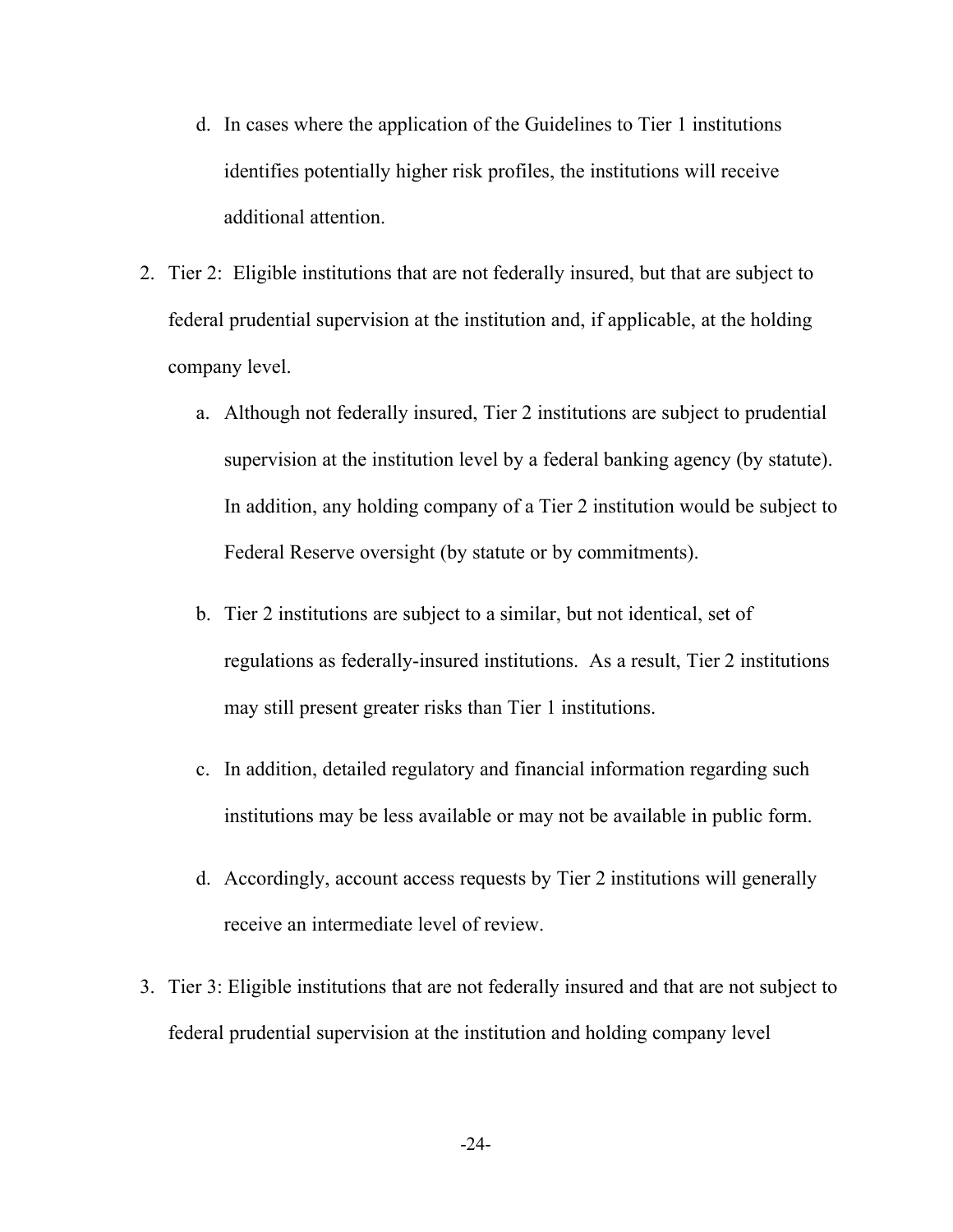d. In cases where the application of the Guidelines to Tier 1 institutions identifies potentially higher risk profiles, the institutions will receive additional attention.

2. Tier 2: Eligible institutions that are not federally insured, but that are subject to federal prudential supervision at the institution and, if applicable, at the holding company level.

   a. Although not federally insured, Tier 2 institutions are subject to prudential supervision at the institution level by a federal banking agency (by statute). In addition, any holding company of a Tier 2 institution would be subject to Federal Reserve oversight (by statute or by commitments).

   b. Tier 2 institutions are subject to a similar, but not identical, set of regulations as federally-insured institutions. As a result, Tier 2 institutions may still present greater risks than Tier 1 institutions.

   c. In addition, detailed regulatory and financial information regarding such institutions may be less available or may not be available in public form.

   d. Accordingly, account access requests by Tier 2 institutions will generally receive an intermediate level of review.

3. Tier 3: Eligible institutions that are not federally insured and that are not subject to federal prudential supervision at the institution and holding company level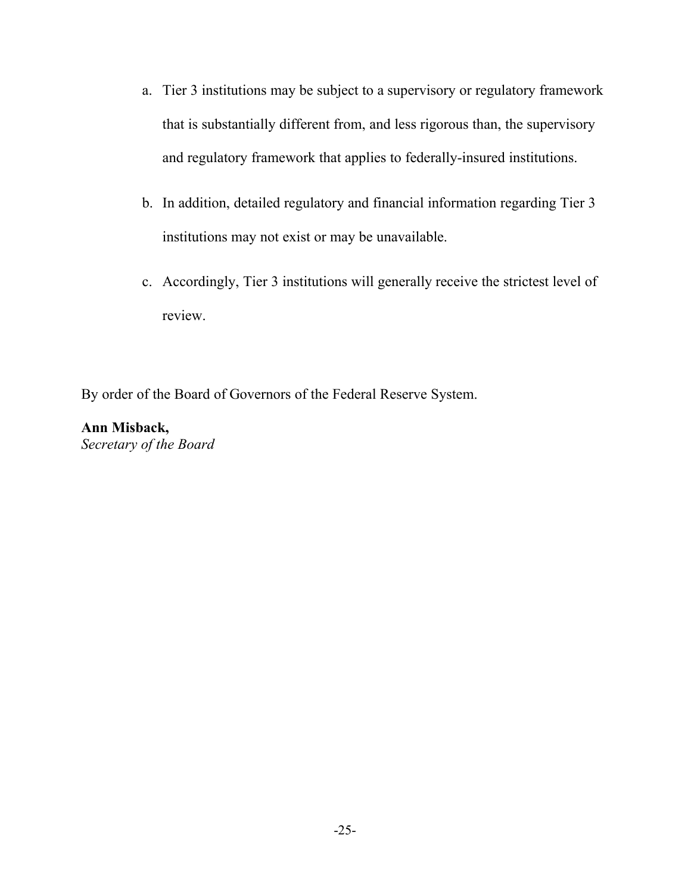a. Tier 3 institutions may be subject to a supervisory or regulatory framework that is substantially different from, and less rigorous than, the supervisory and regulatory framework that applies to federally-insured institutions.

b. In addition, detailed regulatory and financial information regarding Tier 3 institutions may not exist or may be unavailable.

c. Accordingly, Tier 3 institutions will generally receive the strictest level of review.

By order of the Board of Governors of the Federal Reserve System.

**Ann Misback,**
*Secretary of the Board*